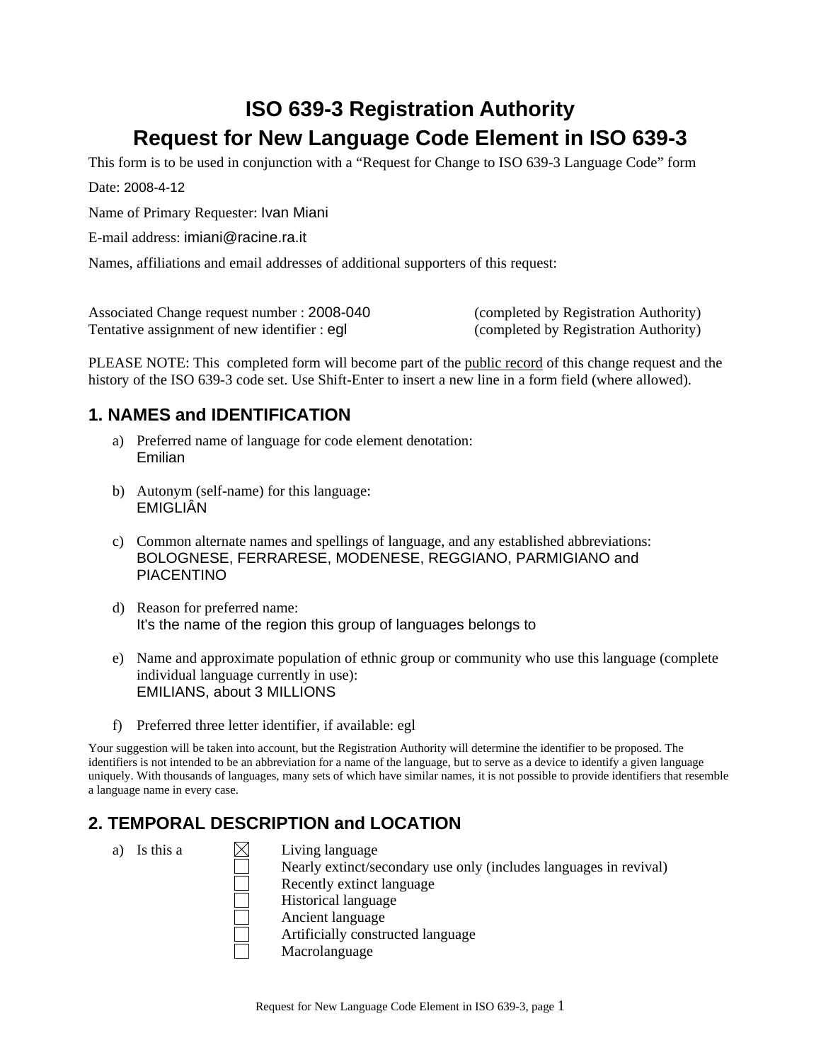# ISO 639-3 Registration Authority
# Request for New Language Code Element in ISO 639-3

This form is to be used in conjunction with a "Request for Change to ISO 639-3 Language Code" form

Date: 2008-4-12

Name of Primary Requester: Ivan Miani

E-mail address: imiani@racine.ra.it

Names, affiliations and email addresses of additional supporters of this request:

Associated Change request number : 2008-040 (completed by Registration Authority)
Tentative assignment of new identifier : egl (completed by Registration Authority)

PLEASE NOTE: This completed form will become part of the public record of this change request and the history of the ISO 639-3 code set. Use Shift-Enter to insert a new line in a form field (where allowed).

## 1. NAMES and IDENTIFICATION

a) Preferred name of language for code element denotation:
   Emilian

b) Autonym (self-name) for this language:
   EMIGLIÂN

c) Common alternate names and spellings of language, and any established abbreviations:
   BOLOGNESE, FERRARESE, MODENESE, REGGIANO, PARMIGIANO and PIACENTINO

d) Reason for preferred name:
   It's the name of the region this group of languages belongs to

e) Name and approximate population of ethnic group or community who use this language (complete individual language currently in use):
   EMILIANS, about 3 MILLIONS

f) Preferred three letter identifier, if available: egl

Your suggestion will be taken into account, but the Registration Authority will determine the identifier to be proposed. The identifiers is not intended to be an abbreviation for a name of the language, but to serve as a device to identify a given language uniquely. With thousands of languages, many sets of which have similar names, it is not possible to provide identifiers that resemble a language name in every case.

## 2. TEMPORAL DESCRIPTION and LOCATION

a) Is this a
   - ☒ Living language
   - ☐ Nearly extinct/secondary use only (includes languages in revival)
   - ☐ Recently extinct language
   - ☐ Historical language
   - ☐ Ancient language
   - ☐ Artificially constructed language
   - ☐ Macrolanguage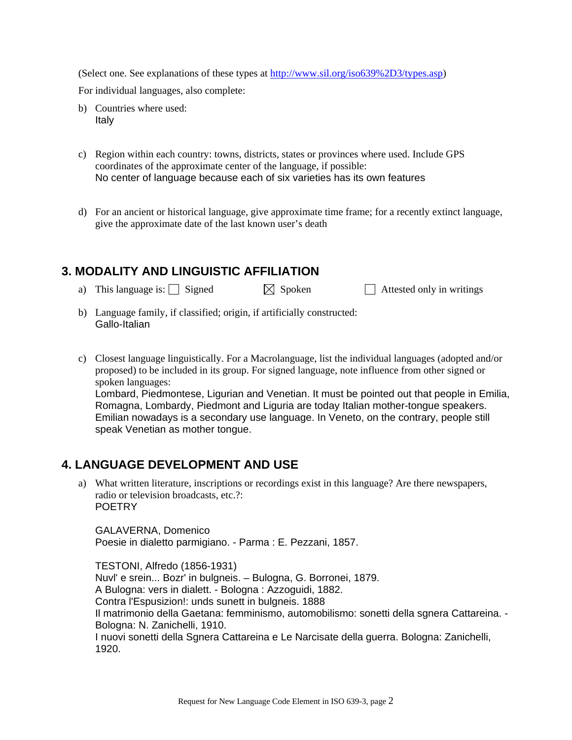(Select one. See explanations of these types at http://www.sil.org/iso639%2D3/types.asp)

For individual languages, also complete:

b) Countries where used:
   Italy

c) Region within each country: towns, districts, states or provinces where used. Include GPS coordinates of the approximate center of the language, if possible:
   No center of language because each of six varieties has its own features

d) For an ancient or historical language, give approximate time frame; for a recently extinct language, give the approximate date of the last known user's death

## 3. MODALITY AND LINGUISTIC AFFILIATION

a) This language is: ☐ Signed ☒ Spoken ☐ Attested only in writings

b) Language family, if classified; origin, if artificially constructed:
   Gallo-Italian

c) Closest language linguistically. For a Macrolanguage, list the individual languages (adopted and/or proposed) to be included in its group. For signed language, note influence from other signed or spoken languages:
   Lombard, Piedmontese, Ligurian and Venetian. It must be pointed out that people in Emilia, Romagna, Lombardy, Piedmont and Liguria are today Italian mother-tongue speakers. Emilian nowadays is a secondary use language. In Veneto, on the contrary, people still speak Venetian as mother tongue.

## 4. LANGUAGE DEVELOPMENT AND USE

a) What written literature, inscriptions or recordings exist in this language? Are there newspapers, radio or television broadcasts, etc.?:
   POETRY

   GALAVERNA, Domenico
   Poesie in dialetto parmigiano. - Parma : E. Pezzani, 1857.

   TESTONI, Alfredo (1856-1931)
   Nuvl' e srein... Bozr' in bulgneis. – Bulogna, G. Borronei, 1879.
   A Bulogna: vers in dialett. - Bologna : Azzoguidi, 1882.
   Contra l'Espusizion!: unds sunett in bulgneis. 1888
   Il matrimonio della Gaetana: femminismo, automobilismo: sonetti della sgnera Cattareina. - Bologna: N. Zanichelli, 1910.
   I nuovi sonetti della Sgnera Cattareina e Le Narcisate della guerra. Bologna: Zanichelli, 1920.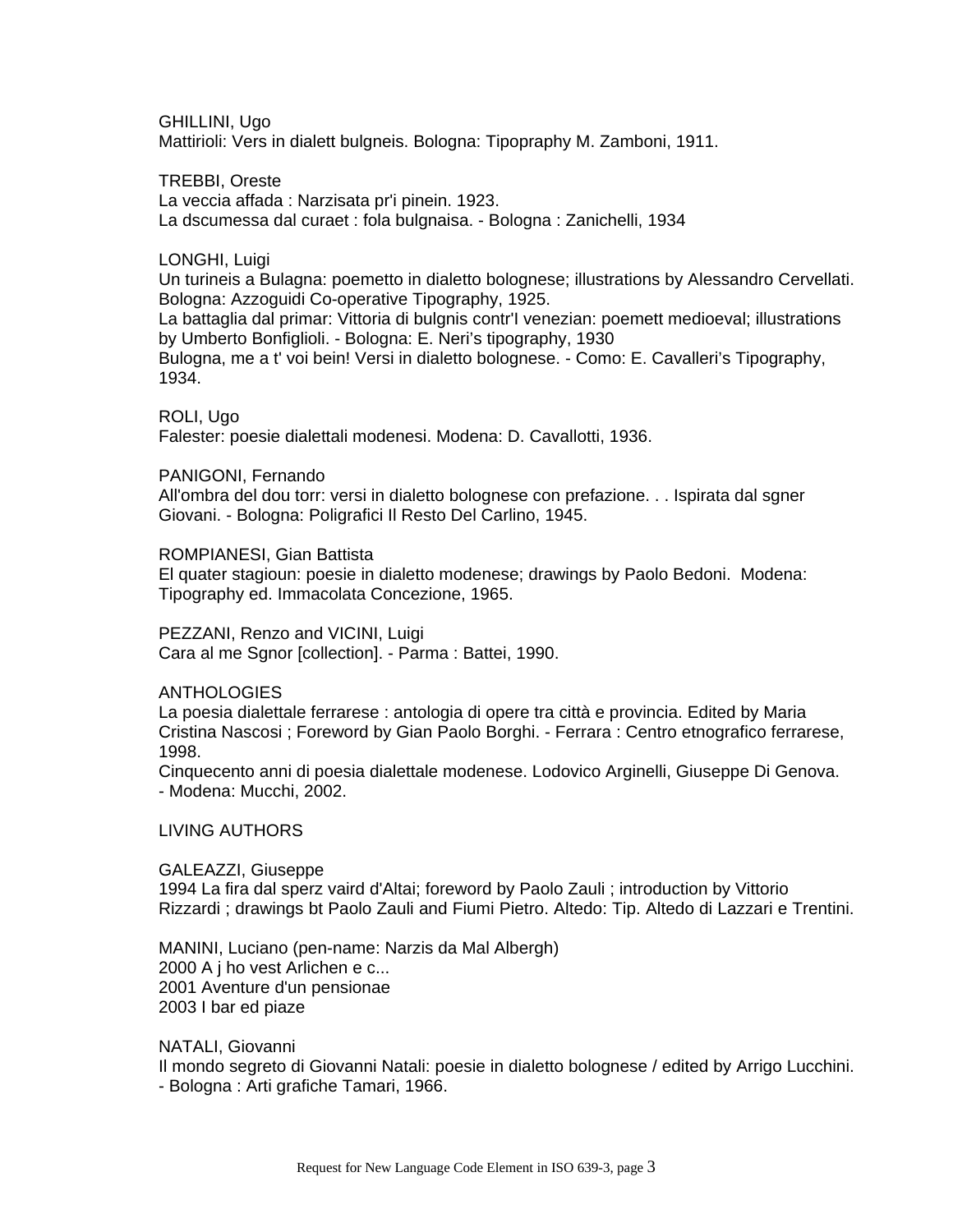GHILLINI, Ugo
Mattirioli: Vers in dialett bulgneis. Bologna: Tipopraphy M. Zamboni, 1911.

TREBBI, Oreste
La veccia affada : Narzisata pr'i pinein. 1923.
La dscumessa dal curaet : fola bulgnaisa. - Bologna : Zanichelli, 1934

LONGHI, Luigi
Un turineis a Bulagna: poemetto in dialetto bolognese; illustrations by Alessandro Cervellati. Bologna: Azzoguidi Co-operative Tipography, 1925.
La battaglia dal primar: Vittoria di bulgnis contr'I venezian: poemett medioeval; illustrations by Umberto Bonfiglioli. - Bologna: E. Neri's tipography, 1930
Bulogna, me a t' voi bein! Versi in dialetto bolognese. - Como: E. Cavalleri's Tipography, 1934.

ROLI, Ugo
Falester: poesie dialettali modenesi. Modena: D. Cavallotti, 1936.

PANIGONI, Fernando
All'ombra del dou torr: versi in dialetto bolognese con prefazione. . . Ispirata dal sgner Giovani. - Bologna: Poligrafici Il Resto Del Carlino, 1945.

ROMPIANESI, Gian Battista
El quater stagioun: poesie in dialetto modenese; drawings by Paolo Bedoni. Modena: Tipography ed. Immacolata Concezione, 1965.

PEZZANI, Renzo and VICINI, Luigi
Cara al me Sgnor [collection]. - Parma : Battei, 1990.

ANTHOLOGIES
La poesia dialettale ferrarese : antologia di opere tra città e provincia. Edited by Maria Cristina Nascosi ; Foreword by Gian Paolo Borghi. - Ferrara : Centro etnografico ferrarese, 1998.
Cinquecento anni di poesia dialettale modenese. Lodovico Arginelli, Giuseppe Di Genova. - Modena: Mucchi, 2002.

LIVING AUTHORS

GALEAZZI, Giuseppe
1994 La fira dal sperz vaird d'Altai; foreword by Paolo Zauli ; introduction by Vittorio Rizzardi ; drawings bt Paolo Zauli and Fiumi Pietro. Altedo: Tip. Altedo di Lazzari e Trentini.

MANINI, Luciano (pen-name: Narzis da Mal Albergh)
2000 A j ho vest Arlichen e c...
2001 Aventure d'un pensionae
2003 I bar ed piaze

NATALI, Giovanni
Il mondo segreto di Giovanni Natali: poesie in dialetto bolognese / edited by Arrigo Lucchini. - Bologna : Arti grafiche Tamari, 1966.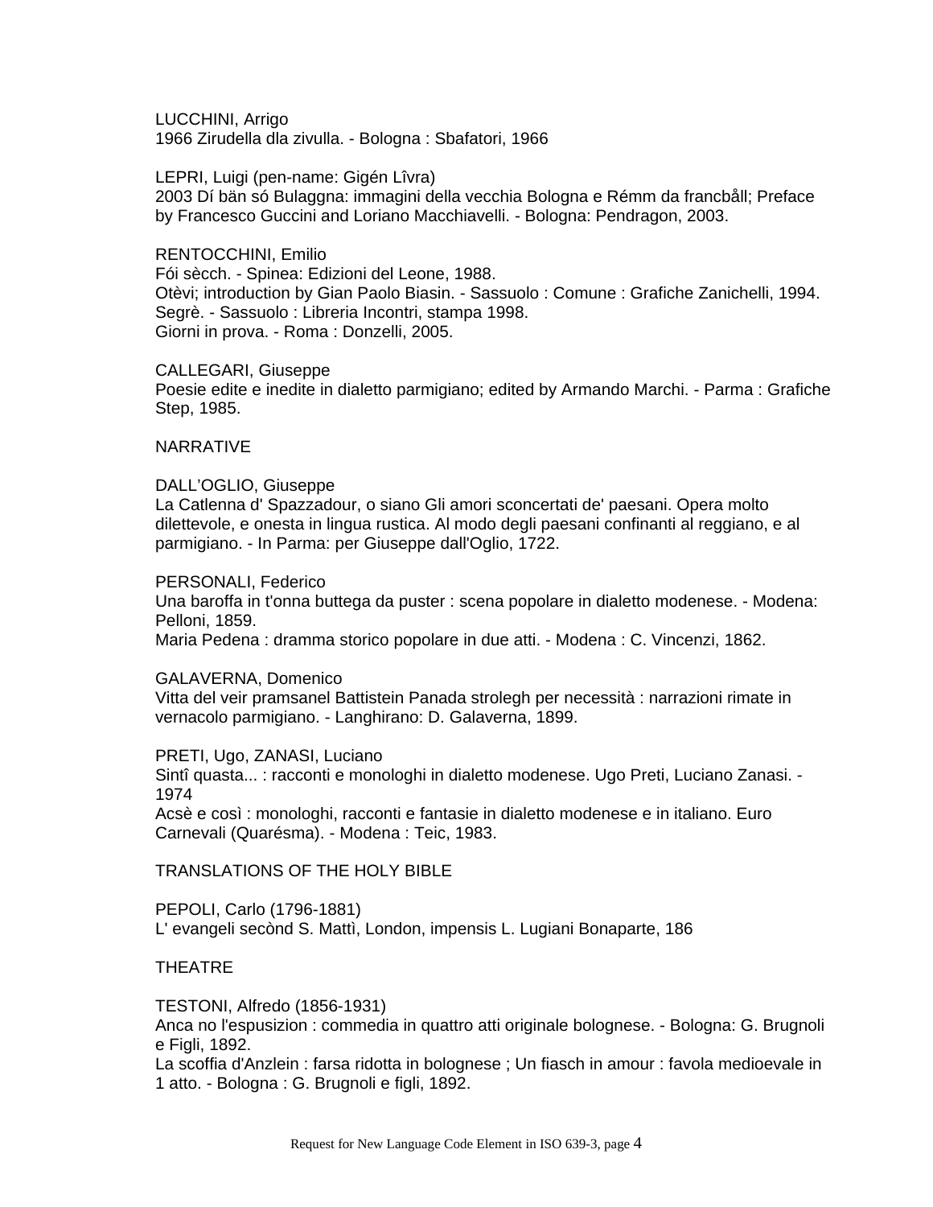LUCCHINI, Arrigo
1966 Zirudella dla zivulla. - Bologna : Sbafatori, 1966

LEPRI, Luigi (pen-name: Gigén Lîvra)
2003 Dí bän só Bulaggna: immagini della vecchia Bologna e Rémm da francbåll; Preface by Francesco Guccini and Loriano Macchiavelli. - Bologna: Pendragon, 2003.

RENTOCCHINI, Emilio
Fói sècch. - Spinea: Edizioni del Leone, 1988.
Otèvi; introduction by Gian Paolo Biasin. - Sassuolo : Comune : Grafiche Zanichelli, 1994.
Segrè. - Sassuolo : Libreria Incontri, stampa 1998.
Giorni in prova. - Roma : Donzelli, 2005.

CALLEGARI, Giuseppe
Poesie edite e inedite in dialetto parmigiano; edited by Armando Marchi. - Parma : Grafiche Step, 1985.

## NARRATIVE

DALL'OGLIO, Giuseppe
La Catlenna d' Spazzadour, o siano Gli amori sconcertati de' paesani. Opera molto dilettevole, e onesta in lingua rustica. Al modo degli paesani confinanti al reggiano, e al parmigiano. - In Parma: per Giuseppe dall'Oglio, 1722.

PERSONALI, Federico
Una baroffa in t'onna buttega da puster : scena popolare in dialetto modenese. - Modena: Pelloni, 1859.
Maria Pedena : dramma storico popolare in due atti. - Modena : C. Vincenzi, 1862.

GALAVERNA, Domenico
Vitta del veir pramsanel Battistein Panada strolegh per necessità : narrazioni rimate in vernacolo parmigiano. - Langhirano: D. Galaverna, 1899.

PRETI, Ugo, ZANASI, Luciano
Sintî quasta... : racconti e monologhi in dialetto modenese. Ugo Preti, Luciano Zanasi. - 1974
Acsè e così : monologhi, racconti e fantasie in dialetto modenese e in italiano. Euro Carnevali (Quarésma). - Modena : Teic, 1983.

## TRANSLATIONS OF THE HOLY BIBLE

PEPOLI, Carlo (1796-1881)
L' evangeli secònd S. Mattì, London, impensis L. Lugiani Bonaparte, 186

## THEATRE

TESTONI, Alfredo (1856-1931)
Anca no l'espusizion : commedia in quattro atti originale bolognese. - Bologna: G. Brugnoli e Figli, 1892.
La scoffia d'Anzlein : farsa ridotta in bolognese ; Un fiasch in amour : favola medioevale in 1 atto. - Bologna : G. Brugnoli e figli, 1892.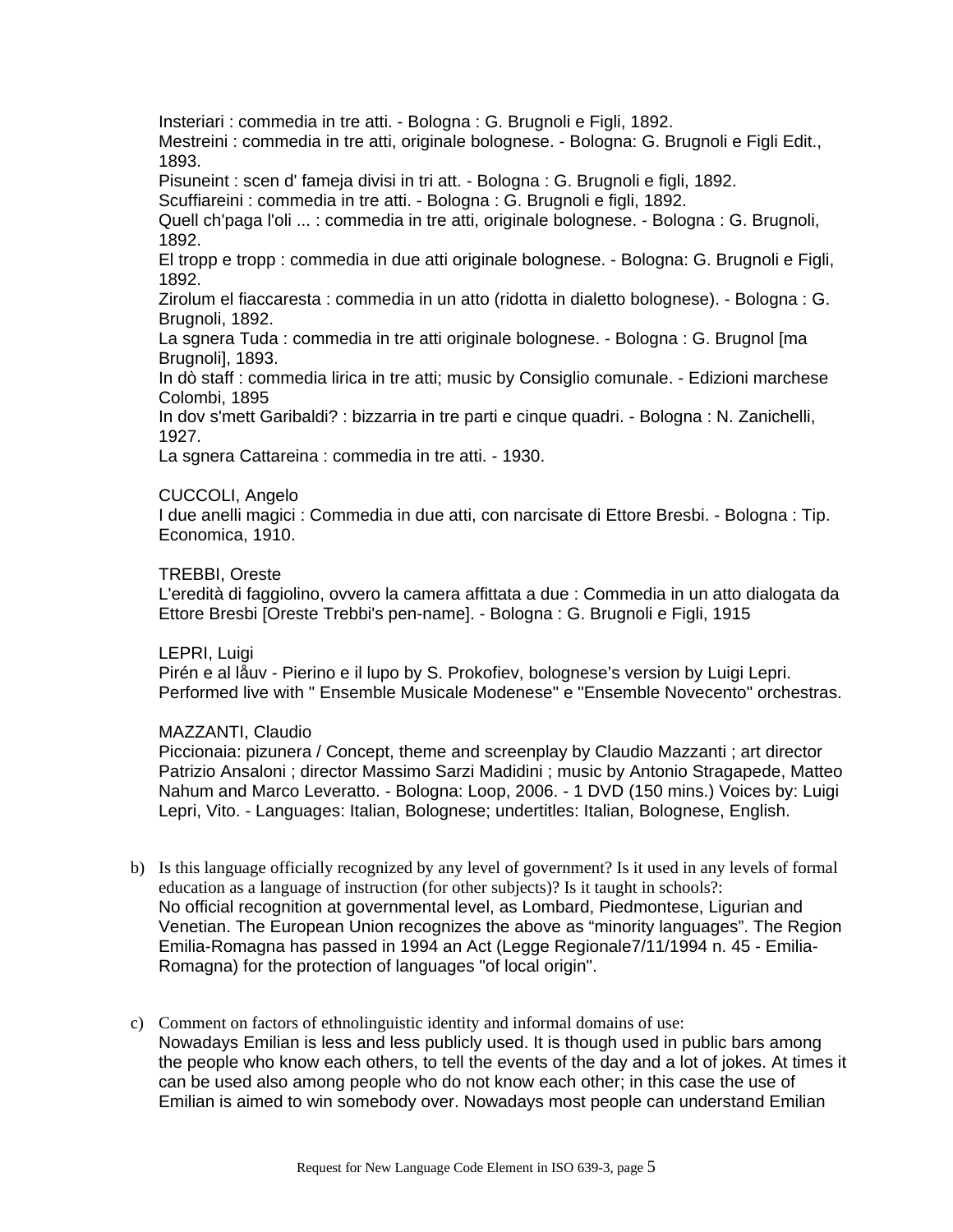Insteriari : commedia in tre atti. - Bologna : G. Brugnoli e Figli, 1892.
Mestreini : commedia in tre atti, originale bolognese. - Bologna: G. Brugnoli e Figli Edit., 1893.
Pisuneint : scen d' fameja divisi in tri att. - Bologna : G. Brugnoli e figli, 1892.
Scuffiareini : commedia in tre atti. - Bologna : G. Brugnoli e figli, 1892.
Quell ch'paga l'oli ... : commedia in tre atti, originale bolognese. - Bologna : G. Brugnoli, 1892.
El tropp e tropp : commedia in due atti originale bolognese. - Bologna: G. Brugnoli e Figli, 1892.
Zirolum el fiaccaresta : commedia in un atto (ridotta in dialetto bolognese). - Bologna : G. Brugnoli, 1892.
La sgnera Tuda : commedia in tre atti originale bolognese. - Bologna : G. Brugnol [ma Brugnoli], 1893.
In dò staff : commedia lirica in tre atti; music by Consiglio comunale. - Edizioni marchese Colombi, 1895
In dov s'mett Garibaldi? : bizzarria in tre parti e cinque quadri. - Bologna : N. Zanichelli, 1927.
La sgnera Cattareina : commedia in tre atti. - 1930.

CUCCOLI, Angelo
I due anelli magici : Commedia in due atti, con narcisate di Ettore Bresbi. - Bologna : Tip. Economica, 1910.

TREBBI, Oreste
L'eredità di faggiolino, ovvero la camera affittata a due : Commedia in un atto dialogata da Ettore Bresbi [Oreste Trebbi's pen-name]. - Bologna : G. Brugnoli e Figli, 1915

LEPRI, Luigi
Pirén e al låuv - Pierino e il lupo by S. Prokofiev, bolognese's version by Luigi Lepri. Performed live with " Ensemble Musicale Modenese" e "Ensemble Novecento" orchestras.

MAZZANTI, Claudio
Piccionaia: pizunera / Concept, theme and screenplay by Claudio Mazzanti ; art director Patrizio Ansaloni ; director Massimo Sarzi Madidini ; music by Antonio Stragapede, Matteo Nahum and Marco Leveratto. - Bologna: Loop, 2006. - 1 DVD (150 mins.) Voices by: Luigi Lepri, Vito. - Languages: Italian, Bolognese; undertitles: Italian, Bolognese, English.

b) Is this language officially recognized by any level of government? Is it used in any levels of formal education as a language of instruction (for other subjects)? Is it taught in schools?:
No official recognition at governmental level, as Lombard, Piedmontese, Ligurian and Venetian. The European Union recognizes the above as "minority languages". The Region Emilia-Romagna has passed in 1994 an Act (Legge Regionale7/11/1994 n. 45 - Emilia-Romagna) for the protection of languages "of local origin".

c) Comment on factors of ethnolinguistic identity and informal domains of use:
Nowadays Emilian is less and less publicly used. It is though used in public bars among the people who know each others, to tell the events of the day and a lot of jokes. At times it can be used also among people who do not know each other; in this case the use of Emilian is aimed to win somebody over. Nowadays most people can understand Emilian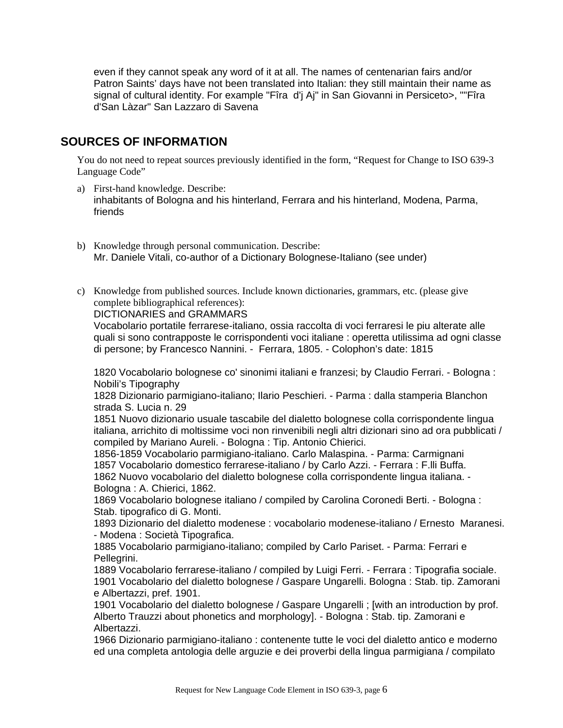even if they cannot speak any word of it at all. The names of centenarian fairs and/or Patron Saints' days have not been translated into Italian: they still maintain their name as signal of cultural identity. For example "Fîra d'j Aj" in San Giovanni in Persiceto>, ""Fîra d'San Làzar" San Lazzaro di Savena

## SOURCES OF INFORMATION

You do not need to repeat sources previously identified in the form, "Request for Change to ISO 639-3 Language Code"

a) First-hand knowledge. Describe:
   inhabitants of Bologna and his hinterland, Ferrara and his hinterland, Modena, Parma, friends

b) Knowledge through personal communication. Describe:
   Mr. Daniele Vitali, co-author of a Dictionary Bolognese-Italiano (see under)

c) Knowledge from published sources. Include known dictionaries, grammars, etc. (please give complete bibliographical references):
   DICTIONARIES and GRAMMARS
   Vocabolario portatile ferrarese-italiano, ossia raccolta di voci ferraresi le piu alterate alle quali si sono contrapposte le corrispondenti voci italiane : operetta utilissima ad ogni classe di persone; by Francesco Nannini. - Ferrara, 1805. - Colophon's date: 1815

   1820 Vocabolario bolognese co' sinonimi italiani e franzesi; by Claudio Ferrari. - Bologna : Nobili's Tipography
   1828 Dizionario parmigiano-italiano; Ilario Peschieri. - Parma : dalla stamperia Blanchon strada S. Lucia n. 29
   1851 Nuovo dizionario usuale tascabile del dialetto bolognese colla corrispondente lingua italiana, arrichito di moltissime voci non rinvenibili negli altri dizionari sino ad ora pubblicati / compiled by Mariano Aureli. - Bologna : Tip. Antonio Chierici.
   1856-1859 Vocabolario parmigiano-italiano. Carlo Malaspina. - Parma: Carmignani
   1857 Vocabolario domestico ferrarese-italiano / by Carlo Azzi. - Ferrara : F.lli Buffa.
   1862 Nuovo vocabolario del dialetto bolognese colla corrispondente lingua italiana. - Bologna : A. Chierici, 1862.
   1869 Vocabolario bolognese italiano / compiled by Carolina Coronedi Berti. - Bologna : Stab. tipografico di G. Monti.
   1893 Dizionario del dialetto modenese : vocabolario modenese-italiano / Ernesto Maranesi. - Modena : Società Tipografica.
   1885 Vocabolario parmigiano-italiano; compiled by Carlo Pariset. - Parma: Ferrari e Pellegrini.
   1889 Vocabolario ferrarese-italiano / compiled by Luigi Ferri. - Ferrara : Tipografia sociale.
   1901 Vocabolario del dialetto bolognese / Gaspare Ungarelli. Bologna : Stab. tip. Zamorani e Albertazzi, pref. 1901.
   1901 Vocabolario del dialetto bolognese / Gaspare Ungarelli ; [with an introduction by prof. Alberto Trauzzi about phonetics and morphology]. - Bologna : Stab. tip. Zamorani e Albertazzi.
   1966 Dizionario parmigiano-italiano : contenente tutte le voci del dialetto antico e moderno ed una completa antologia delle arguzie e dei proverbi della lingua parmigiana / compilato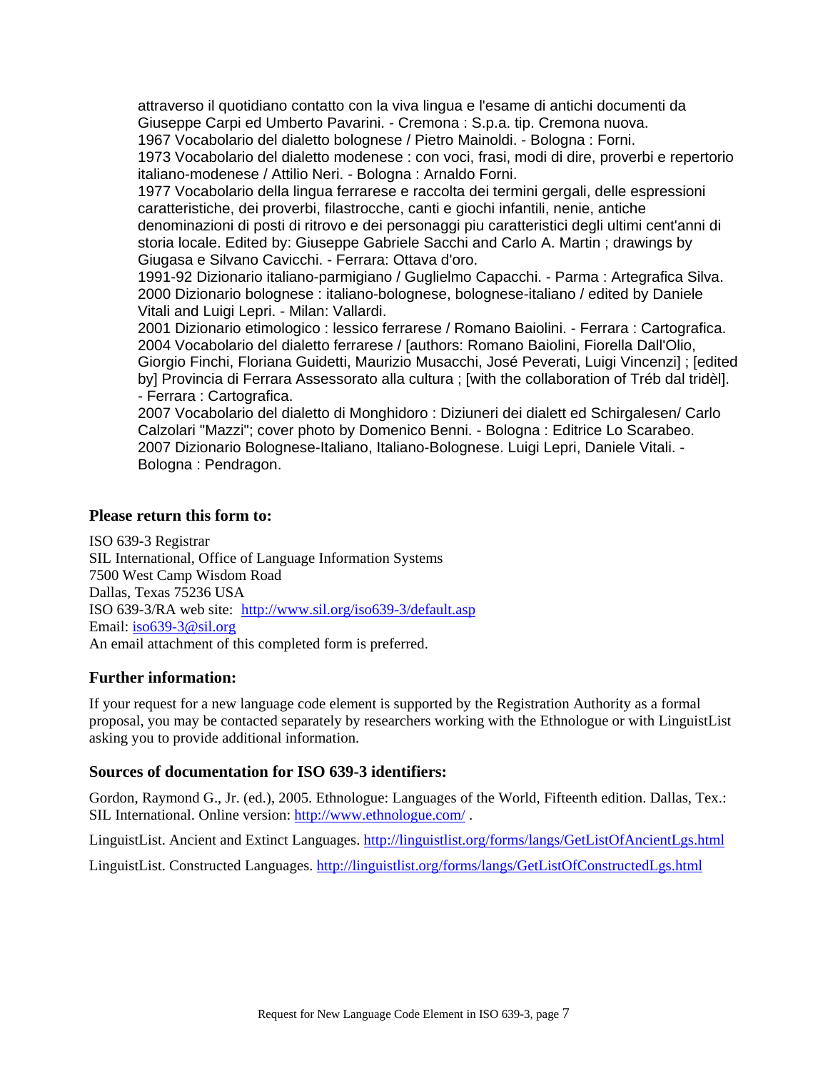attraverso il quotidiano contatto con la viva lingua e l'esame di antichi documenti da Giuseppe Carpi ed Umberto Pavarini. - Cremona : S.p.a. tip. Cremona nuova.
1967 Vocabolario del dialetto bolognese / Pietro Mainoldi. - Bologna : Forni.
1973 Vocabolario del dialetto modenese : con voci, frasi, modi di dire, proverbi e repertorio italiano-modenese / Attilio Neri. - Bologna : Arnaldo Forni.
1977 Vocabolario della lingua ferrarese e raccolta dei termini gergali, delle espressioni caratteristiche, dei proverbi, filastrocche, canti e giochi infantili, nenie, antiche denominazioni di posti di ritrovo e dei personaggi piu caratteristici degli ultimi cent'anni di storia locale. Edited by: Giuseppe Gabriele Sacchi and Carlo A. Martin ; drawings by Giugasa e Silvano Cavicchi. - Ferrara: Ottava d'oro.
1991-92 Dizionario italiano-parmigiano / Guglielmo Capacchi. - Parma : Artegrafica Silva.
2000 Dizionario bolognese : italiano-bolognese, bolognese-italiano / edited by Daniele Vitali and Luigi Lepri. - Milan: Vallardi.
2001 Dizionario etimologico : lessico ferrarese / Romano Baiolini. - Ferrara : Cartografica.
2004 Vocabolario del dialetto ferrarese / [authors: Romano Baiolini, Fiorella Dall'Olio, Giorgio Finchi, Floriana Guidetti, Maurizio Musacchi, José Peverati, Luigi Vincenzi] ; [edited by] Provincia di Ferrara Assessorato alla cultura ; [with the collaboration of Tréb dal tridèl]. - Ferrara : Cartografica.
2007 Vocabolario del dialetto di Monghidoro : Diziuneri dei dialett ed Schirgalesen/ Carlo Calzolari "Mazzi"; cover photo by Domenico Benni. - Bologna : Editrice Lo Scarabeo.
2007 Dizionario Bolognese-Italiano, Italiano-Bolognese. Luigi Lepri, Daniele Vitali. - Bologna : Pendragon.

### Please return this form to:

ISO 639-3 Registrar
SIL International, Office of Language Information Systems
7500 West Camp Wisdom Road
Dallas, Texas 75236 USA
ISO 639-3/RA web site: http://www.sil.org/iso639-3/default.asp
Email: iso639-3@sil.org
An email attachment of this completed form is preferred.

### Further information:

If your request for a new language code element is supported by the Registration Authority as a formal proposal, you may be contacted separately by researchers working with the Ethnologue or with LinguistList asking you to provide additional information.

### Sources of documentation for ISO 639-3 identifiers:

Gordon, Raymond G., Jr. (ed.), 2005. Ethnologue: Languages of the World, Fifteenth edition. Dallas, Tex.: SIL International. Online version: http://www.ethnologue.com/ .

LinguistList. Ancient and Extinct Languages. http://linguistlist.org/forms/langs/GetListOfAncientLgs.html

LinguistList. Constructed Languages. http://linguistlist.org/forms/langs/GetListOfConstructedLgs.html